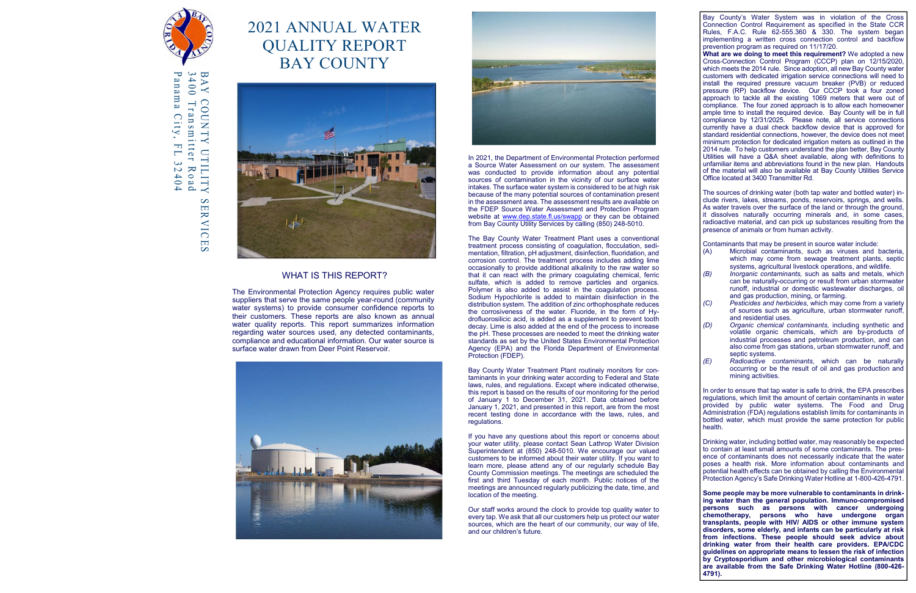BAY COUNTY UTILITY SERVICES
3400 Transmitter Road
Panama City, FL 32404

# 2021 ANNUAL WATER QUALITY REPORT BAY COUNTY

## WHAT IS THIS REPORT?

The Environmental Protection Agency requires public water suppliers that serve the same people year-round (community water systems) to provide consumer confidence reports to their customers. These reports are also known as annual water quality reports. This report summarizes information regarding water sources used, any detected contaminants, compliance and educational information. Our water source is surface water drawn from Deer Point Reservoir.

In 2021, the Department of Environmental Protection performed a Source Water Assessment on our system. The assessment was conducted to provide information about any potential sources of contamination in the vicinity of our surface water intakes. The surface water system is considered to be at high risk because of the many potential sources of contamination present in the assessment area. The assessment results are available on the FDEP Source Water Assessment and Protection Program website at www.dep.state.fl.us/swapp or they can be obtained from Bay County Utility Services by calling (850) 248-5010.

The Bay County Water Treatment Plant uses a conventional treatment process consisting of coagulation, flocculation, sedimentation, filtration, pH adjustment, disinfection, fluoridation, and corrosion control. The treatment process includes adding lime occasionally to provide additional alkalinity to the raw water so that it can react with the primary coagulating chemical, ferric sulfate, which is added to remove particles and organics. Polymer is also added to assist in the coagulation process. Sodium Hypochlorite is added to maintain disinfection in the distribution system. The addition of zinc orthophosphate reduces the corrosiveness of the water. Fluoride, in the form of Hydrofluorosilicic acid, is added as a supplement to prevent tooth decay. Lime is also added at the end of the process to increase the pH. These processes are needed to meet the drinking water standards as set by the United States Environmental Protection Agency (EPA) and the Florida Department of Environmental Protection (FDEP).

Bay County Water Treatment Plant routinely monitors for contaminants in your drinking water according to Federal and State laws, rules, and regulations. Except where indicated otherwise, this report is based on the results of our monitoring for the period of January 1 to December 31, 2021. Data obtained before January 1, 2021, and presented in this report, are from the most recent testing done in accordance with the laws, rules, and regulations.

If you have any questions about this report or concerns about your water utility, please contact Sean Lathrop Water Division Superintendent at (850) 248-5010. We encourage our valued customers to be informed about their water utility. If you want to learn more, please attend any of our regularly schedule Bay County Commission meetings. The meetings are scheduled the first and third Tuesday of each month. Public notices of the meetings are announced regularly publicizing the date, time, and location of the meeting.

Our staff works around the clock to provide top quality water to every tap. We ask that all our customers help us protect our water sources, which are the heart of our community, our way of life, and our children's future.

Bay County's Water System was in violation of the Cross Connection Control Requirement as specified in the State CCR Rules, F.A.C. Rule 62-555.360 & 330. The system began implementing a written cross connection control and backflow prevention program as required on 11/17/20.

**What are we doing to meet this requirement?** We adopted a new Cross-Connection Control Program (CCCP) plan on 12/15/2020, which meets the 2014 rule. Since adoption, all new Bay County water customers with dedicated irrigation service connections will need to install the required pressure vacuum breaker (PVB) or reduced pressure (RP) backflow device. Our CCCP took a four zoned approach to tackle all the existing 1069 meters that were out of compliance. The four zoned approach is to allow each homeowner ample time to install the required device. Bay County will be in full compliance by 12/31/2025. Please note, all service connections currently have a dual check backflow device that is approved for standard residential connections, however, the device does not meet minimum protection for dedicated irrigation meters as outlined in the 2014 rule. To help customers understand the plan better, Bay County Utilities will have a Q&A sheet available, along with definitions to unfamiliar items and abbreviations found in the new plan. Handouts of the material will also be available at Bay County Utilities Service Office located at 3400 Transmitter Rd.

The sources of drinking water (both tap water and bottled water) include rivers, lakes, streams, ponds, reservoirs, springs, and wells. As water travels over the surface of the land or through the ground, it dissolves naturally occurring minerals and, in some cases, radioactive material, and can pick up substances resulting from the presence of animals or from human activity.

Contaminants that may be present in source water include:

(A) Microbial contaminants, such as viruses and bacteria, which may come from sewage treatment plants, septic systems, agricultural livestock operations, and wildlife.

*(B) Inorganic contaminants,* such as salts and metals, which can be naturally-occurring or result from urban stormwater runoff, industrial or domestic wastewater discharges, oil and gas production, mining, or farming.

*(C) Pesticides and herbicides,* which may come from a variety of sources such as agriculture, urban stormwater runoff, and residential uses.

*(D) Organic chemical contaminants,* including synthetic and volatile organic chemicals, which are by-products of industrial processes and petroleum production, and can also come from gas stations, urban stormwater runoff, and septic systems.

*(E) Radioactive contaminants,* which can be naturally occurring or be the result of oil and gas production and mining activities.

In order to ensure that tap water is safe to drink, the EPA prescribes regulations, which limit the amount of certain contaminants in water provided by public water systems. The Food and Drug Administration (FDA) regulations establish limits for contaminants in bottled water, which must provide the same protection for public health.

Drinking water, including bottled water, may reasonably be expected to contain at least small amounts of some contaminants. The presence of contaminants does not necessarily indicate that the water poses a health risk. More information about contaminants and potential health effects can be obtained by calling the Environmental Protection Agency's Safe Drinking Water Hotline at 1-800-426-4791.

**Some people may be more vulnerable to contaminants in drinking water than the general population. Immuno-compromised persons such as persons with cancer undergoing chemotherapy, persons who have undergone organ transplants, people with HIV/ AIDS or other immune system disorders, some elderly, and infants can be particularly at risk from infections. These people should seek advice about drinking water from their health care providers. EPA/CDC guidelines on appropriate means to lessen the risk of infection by Cryptosporidium and other microbiological contaminants are available from the Safe Drinking Water Hotline (800-426-4791).**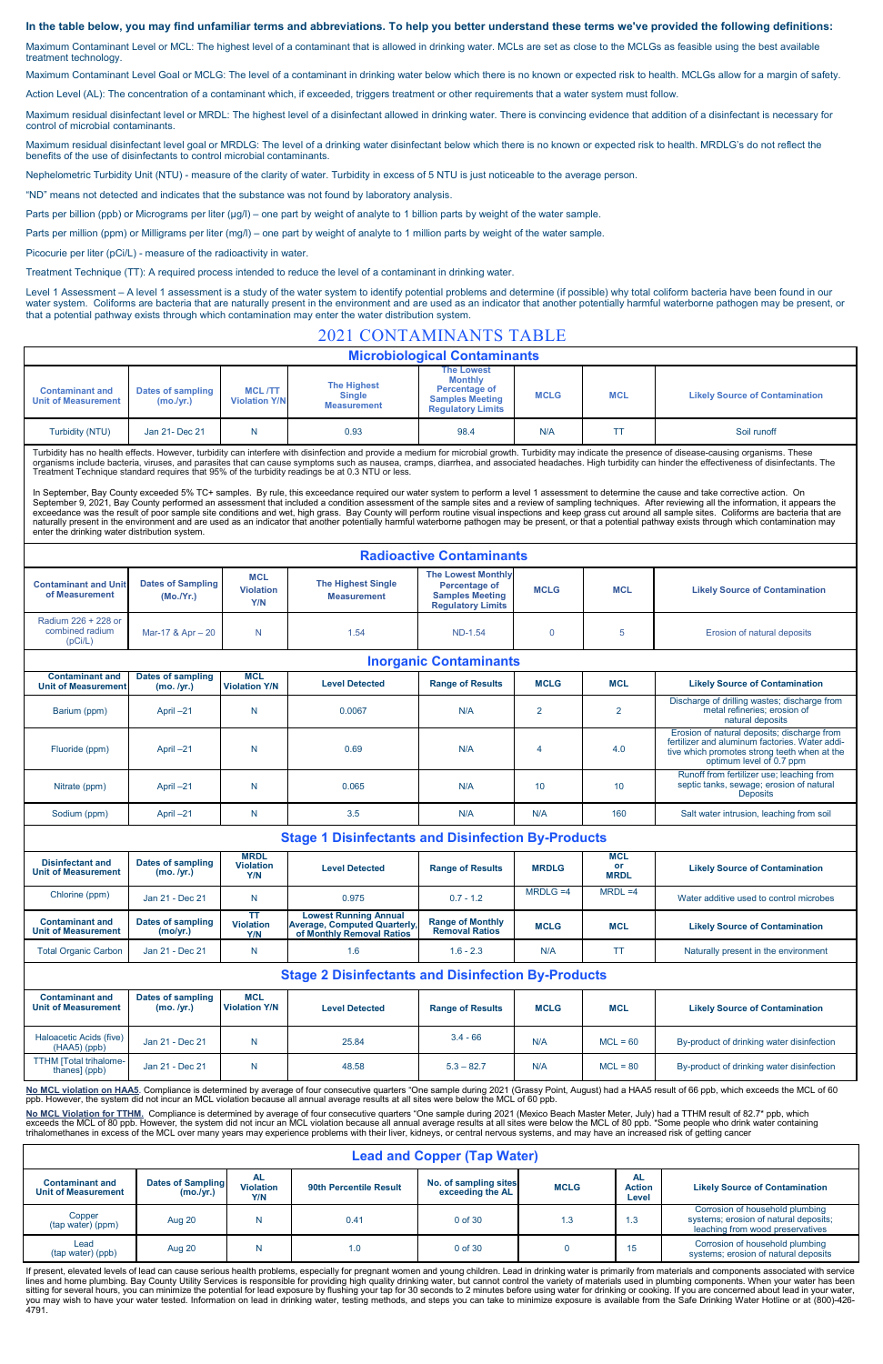**In the table below, you may find unfamiliar terms and abbreviations. To help you better understand these terms we've provided the following definitions:**

Maximum Contaminant Level or MCL: The highest level of a contaminant that is allowed in drinking water. MCLs are set as close to the MCLGs as feasible using the best available treatment technology.

Maximum Contaminant Level Goal or MCLG: The level of a contaminant in drinking water below which there is no known or expected risk to health. MCLGs allow for a margin of safety.

Action Level (AL): The concentration of a contaminant which, if exceeded, triggers treatment or other requirements that a water system must follow.

Maximum residual disinfectant level or MRDL: The highest level of a disinfectant allowed in drinking water. There is convincing evidence that addition of a disinfectant is necessary for control of microbial contaminants.

Maximum residual disinfectant level goal or MRDLG: The level of a drinking water disinfectant below which there is no known or expected risk to health. MRDLG's do not reflect the benefits of the use of disinfectants to control microbial contaminants.

Nephelometric Turbidity Unit (NTU) - measure of the clarity of water. Turbidity in excess of 5 NTU is just noticeable to the average person.

"ND" means not detected and indicates that the substance was not found by laboratory analysis.

Parts per billion (ppb) or Micrograms per liter (µg/l) – one part by weight of analyte to 1 billion parts by weight of the water sample.

Parts per million (ppm) or Milligrams per liter (mg/l) – one part by weight of analyte to 1 million parts by weight of the water sample.

Picocurie per liter (pCi/L) - measure of the radioactivity in water.

Treatment Technique (TT): A required process intended to reduce the level of a contaminant in drinking water.

Level 1 Assessment – A level 1 assessment is a study of the water system to identify potential problems and determine (if possible) why total coliform bacteria have been found in our water system. Coliforms are bacteria that are naturally present in the environment and are used as an indicator that another potentially harmful waterborne pathogen may be present, or that a potential pathway exists through which contamination may enter the water distribution system.

# 2021 CONTAMINANTS TABLE

## Microbiological Contaminants

| Contaminant and Unit of Measurement | Dates of sampling (mo./yr.) | MCL /TT Violation Y/N | The Highest Single Measurement | The Lowest Monthly Percentage of Samples Meeting Regulatory Limits | MCLG | MCL | Likely Source of Contamination |
|---|---|---|---|---|---|---|---|
| Turbidity (NTU) | Jan 21- Dec 21 | N | 0.93 | 98.4 | N/A | TT | Soil runoff |

Turbidity has no health effects. However, turbidity can interfere with disinfection and provide a medium for microbial growth. Turbidity may indicate the presence of disease-causing organisms. These organisms include bacteria, viruses, and parasites that can cause symptoms such as nausea, cramps, diarrhea, and associated headaches. High turbidity can hinder the effectiveness of disinfectants. The Treatment Technique standard requires that 95% of the turbidity readings be at 0.3 NTU or less.

In September, Bay County exceeded 5% TC+ samples. By rule, this exceedance required our water system to perform a level 1 assessment to determine the cause and take corrective action. On September 9, 2021, Bay County performed an assessment that included a condition assessment of the sample sites and a review of sampling techniques. After reviewing all the information, it appears the exceedance was the result of poor sample site conditions and wet, high grass. Bay County will perform routine visual inspections and keep grass cut around all sample sites. Coliforms are bacteria that are naturally present in the environment and are used as an indicator that another potentially harmful waterborne pathogen may be present, or that a potential pathway exists through which contamination may enter the drinking water distribution system.

## Radioactive Contaminants

| Contaminant and Unit of Measurement | Dates of Sampling (Mo./Yr.) | MCL Violation Y/N | The Highest Single Measurement | The Lowest Monthly Percentage of Samples Meeting Regulatory Limits | MCLG | MCL | Likely Source of Contamination |
|---|---|---|---|---|---|---|---|
| Radium 226 + 228 or combined radium (pCi/L) | Mar-17 & Apr – 20 | N | 1.54 | ND-1.54 | 0 | 5 | Erosion of natural deposits |

## Inorganic Contaminants

| Contaminant and Unit of Measurement | Dates of sampling (mo. /yr.) | MCL Violation Y/N | Level Detected | Range of Results | MCLG | MCL | Likely Source of Contamination |
|---|---|---|---|---|---|---|---|
| Barium (ppm) | April –21 | N | 0.0067 | N/A | 2 | 2 | Discharge of drilling wastes; discharge from metal refineries; erosion of natural deposits |
| Fluoride (ppm) | April –21 | N | 0.69 | N/A | 4 | 4.0 | Erosion of natural deposits; discharge from fertilizer and aluminum factories. Water additive which promotes strong teeth when at the optimum level of 0.7 ppm |
| Nitrate (ppm) | April –21 | N | 0.065 | N/A | 10 | 10 | Runoff from fertilizer use; leaching from septic tanks, sewage; erosion of natural Deposits |
| Sodium (ppm) | April –21 | N | 3.5 | N/A | N/A | 160 | Salt water intrusion, leaching from soil |

## Stage 1 Disinfectants and Disinfection By-Products

| Disinfectant and Unit of Measurement | Dates of sampling (mo. /yr.) | MRDL Violation Y/N | Level Detected | Range of Results | MRDLG | MCL or MRDL | Likely Source of Contamination |
|---|---|---|---|---|---|---|---|
| Chlorine (ppm) | Jan 21 - Dec 21 | N | 0.975 | 0.7 - 1.2 | MRDLG =4 | MRDL =4 | Water additive used to control microbes |
| **Contaminant and Unit of Measurement** | **Dates of sampling (mo/yr.)** | **TT Violation Y/N** | **Lowest Running Annual Average, Computed Quarterly, of Monthly Removal Ratios** | **Range of Monthly Removal Ratios** | **MCLG** | **MCL** | **Likely Source of Contamination** |
| Total Organic Carbon | Jan 21 - Dec 21 | N | 1.6 | 1.6 - 2.3 | N/A | TT | Naturally present in the environment |

## Stage 2 Disinfectants and Disinfection By-Products

| Contaminant and Unit of Measurement | Dates of sampling (mo. /yr.) | MCL Violation Y/N | Level Detected | Range of Results | MCLG | MCL | Likely Source of Contamination |
|---|---|---|---|---|---|---|---|
| Haloacetic Acids (five) (HAA5) (ppb) | Jan 21 - Dec 21 | N | 25.84 | 3.4 - 66 | N/A | MCL = 60 | By-product of drinking water disinfection |
| TTHM [Total trihalomethanes] (ppb) | Jan 21 - Dec 21 | N | 48.58 | 5.3 – 82.7 | N/A | MCL = 80 | By-product of drinking water disinfection |

**No MCL violation on HAA5**. Compliance is determined by average of four consecutive quarters "One sample during 2021 (Grassy Point, August) had a HAA5 result of 66 ppb, which exceeds the MCL of 60 ppb. However, the system did not incur an MCL violation because all annual average results at all sites were below the MCL of 60 ppb.

**No MCL Violation for TTHM.** Compliance is determined by average of four consecutive quarters "One sample during 2021 (Mexico Beach Master Meter, July) had a TTHM result of 82.7* ppb, which exceeds the MCL of 80 ppb. However, the system did not incur an MCL violation because all annual average results at all sites were below the MCL of 80 ppb. *Some people who drink water containing trihalomethanes in excess of the MCL over many years may experience problems with their liver, kidneys, or central nervous systems, and may have an increased risk of getting cancer

## Lead and Copper (Tap Water)

| Contaminant and Unit of Measurement | Dates of Sampling (mo./yr.) | AL Violation Y/N | 90th Percentile Result | No. of sampling sites exceeding the AL | MCLG | AL Action Level | Likely Source of Contamination |
|---|---|---|---|---|---|---|---|
| Copper (tap water) (ppm) | Aug 20 | N | 0.41 | 0 of 30 | 1.3 | 1.3 | Corrosion of household plumbing systems; erosion of natural deposits; leaching from wood preservatives |
| Lead (tap water) (ppb) | Aug 20 | N | 1.0 | 0 of 30 | 0 | 15 | Corrosion of household plumbing systems; erosion of natural deposits |

If present, elevated levels of lead can cause serious health problems, especially for pregnant women and young children. Lead in drinking water is primarily from materials and components associated with service lines and home plumbing. Bay County Utility Services is responsible for providing high quality drinking water, but cannot control the variety of materials used in plumbing components. When your water has been sitting for several hours, you can minimize the potential for lead exposure by flushing your tap for 30 seconds to 2 minutes before using water for drinking or cooking. If you are concerned about lead in your water, you may wish to have your water tested. Information on lead in drinking water, testing methods, and steps you can take to minimize exposure is available from the Safe Drinking Water Hotline or at (800)-426-4791.